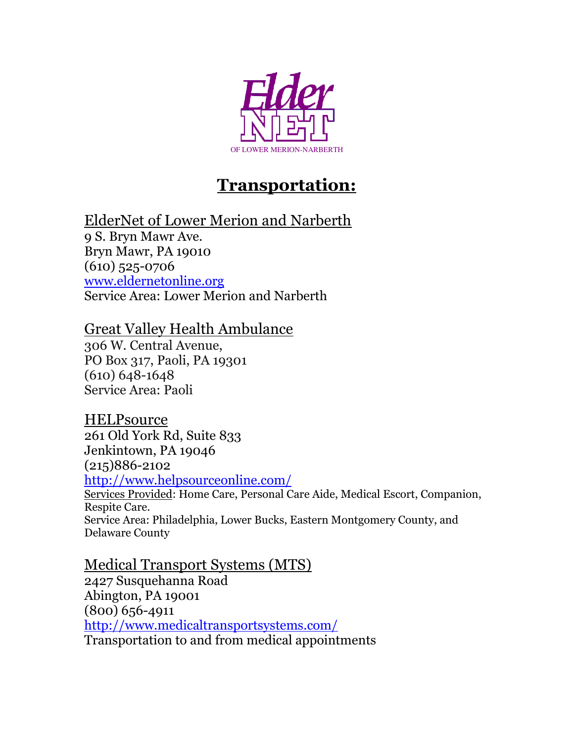ElderNET OF LOWER MERION-NARBERTH

# Transportation:

ElderNet of Lower Merion and Narberth
9 S. Bryn Mawr Ave.
Bryn Mawr, PA 19010
(610) 525-0706
www.eldernetonline.org
Service Area: Lower Merion and Narberth

Great Valley Health Ambulance
306 W. Central Avenue,
PO Box 317, Paoli, PA 19301
(610) 648-1648
Service Area: Paoli

HELPsource
261 Old York Rd, Suite 833
Jenkintown, PA 19046
(215)886-2102
http://www.helpsourceonline.com/
Services Provided: Home Care, Personal Care Aide, Medical Escort, Companion, Respite Care.
Service Area: Philadelphia, Lower Bucks, Eastern Montgomery County, and Delaware County

Medical Transport Systems (MTS)
2427 Susquehanna Road
Abington, PA 19001
(800) 656-4911
http://www.medicaltransportsystems.com/
Transportation to and from medical appointments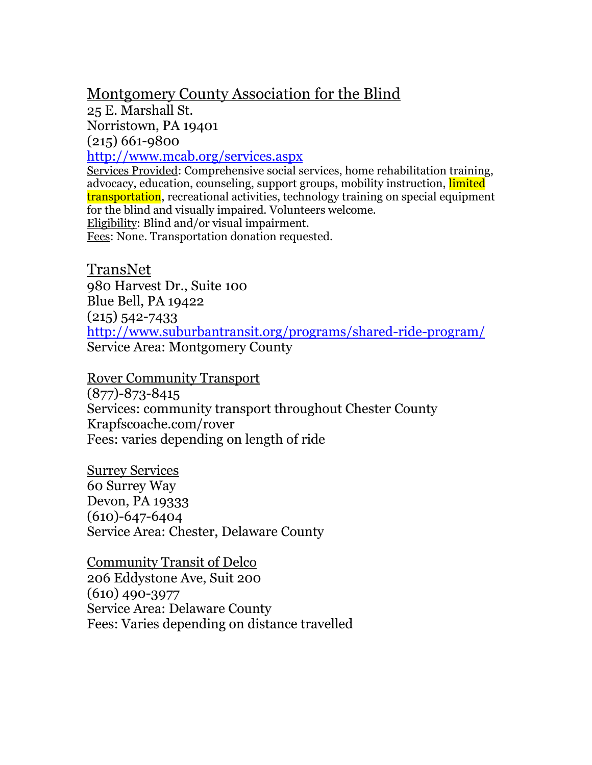## Montgomery County Association for the Blind

25 E. Marshall St.
Norristown, PA 19401
(215) 661-9800
http://www.mcab.org/services.aspx

Services Provided: Comprehensive social services, home rehabilitation training, advocacy, education, counseling, support groups, mobility instruction, limited transportation, recreational activities, technology training on special equipment for the blind and visually impaired. Volunteers welcome.
Eligibility: Blind and/or visual impairment.
Fees: None. Transportation donation requested.

## TransNet

980 Harvest Dr., Suite 100
Blue Bell, PA 19422
(215) 542-7433
http://www.suburbantransit.org/programs/shared-ride-program/
Service Area: Montgomery County

### Rover Community Transport

(877)-873-8415
Services: community transport throughout Chester County
Krapfscoache.com/rover
Fees: varies depending on length of ride

### Surrey Services

60 Surrey Way
Devon, PA 19333
(610)-647-6404
Service Area: Chester, Delaware County

### Community Transit of Delco

206 Eddystone Ave, Suit 200
(610) 490-3977
Service Area: Delaware County
Fees: Varies depending on distance travelled